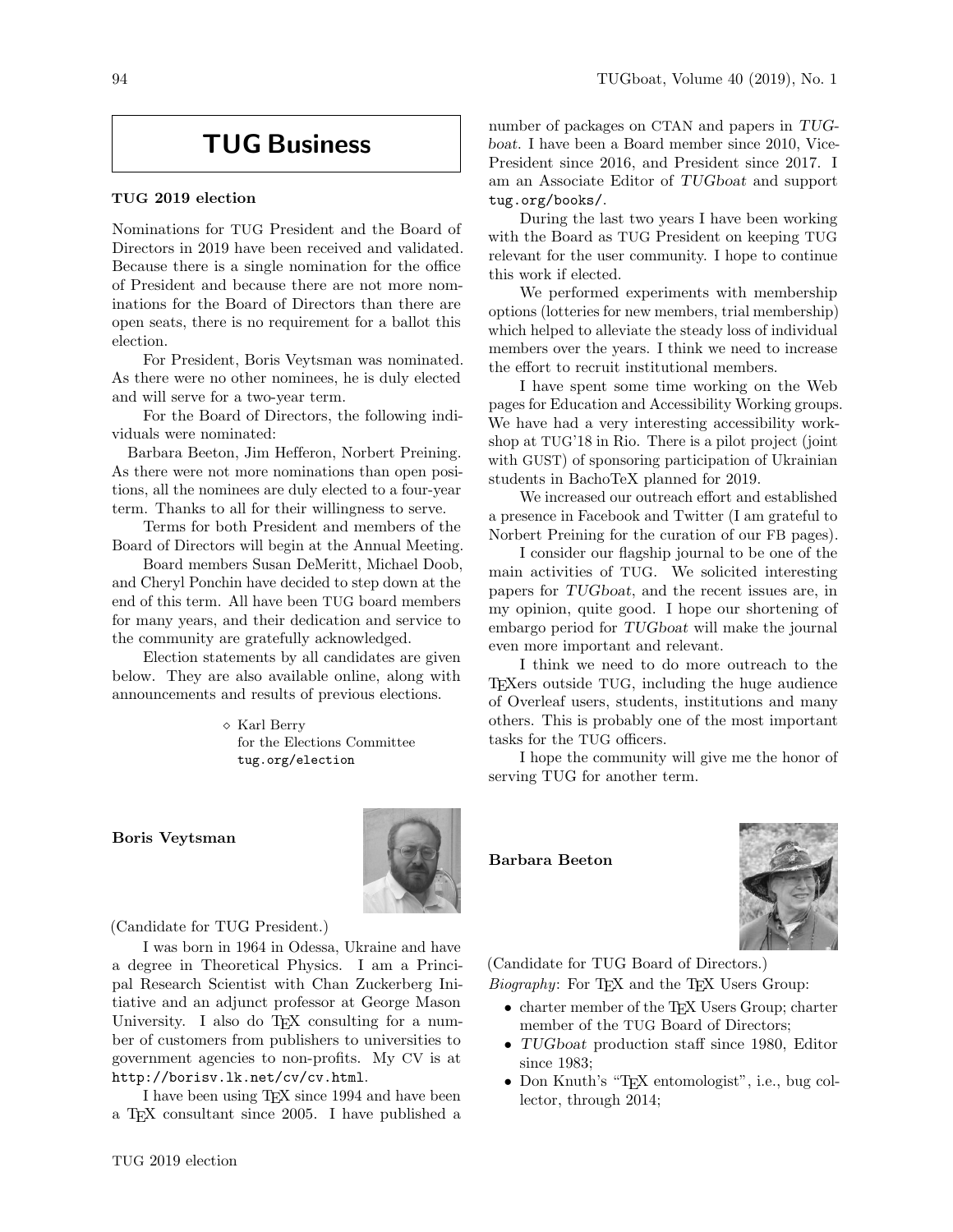# TUG Business

### TUG 2019 election

Nominations for TUG President and the Board of Directors in 2019 have been received and validated. Because there is a single nomination for the office of President and because there are not more nominations for the Board of Directors than there are open seats, there is no requirement for a ballot this election.

For President, Boris Veytsman was nominated. As there were no other nominees, he is duly elected and will serve for a two-year term.

For the Board of Directors, the following individuals were nominated:

Barbara Beeton, Jim Hefferon, Norbert Preining.

As there were not more nominations than open positions, all the nominees are duly elected to a four-year term. Thanks to all for their willingness to serve.

Terms for both President and members of the Board of Directors will begin at the Annual Meeting.

Board members Susan DeMeritt, Michael Doob, and Cheryl Ponchin have decided to step down at the end of this term. All have been TUG board members for many years, and their dedication and service to the community are gratefully acknowledged.

Election statements by all candidates are given below. They are also available online, along with announcements and results of previous elections.

◇ Karl Berry
for the Elections Committee
tug.org/election

### Boris Veytsman

(Candidate for TUG President.)

I was born in 1964 in Odessa, Ukraine and have a degree in Theoretical Physics. I am a Principal Research Scientist with Chan Zuckerberg Initiative and an adjunct professor at George Mason University. I also do TeX consulting for a number of customers from publishers to universities to government agencies to non-profits. My CV is at http://borisv.lk.net/cv/cv.html.

I have been using TeX since 1994 and have been a TeX consultant since 2005. I have published a number of packages on CTAN and papers in *TUGboat*. I have been a Board member since 2010, Vice-President since 2016, and President since 2017. I am an Associate Editor of *TUGboat* and support tug.org/books/.

During the last two years I have been working with the Board as TUG President on keeping TUG relevant for the user community. I hope to continue this work if elected.

We performed experiments with membership options (lotteries for new members, trial membership) which helped to alleviate the steady loss of individual members over the years. I think we need to increase the effort to recruit institutional members.

I have spent some time working on the Web pages for Education and Accessibility Working groups. We have had a very interesting accessibility workshop at TUG'18 in Rio. There is a pilot project (joint with GUST) of sponsoring participation of Ukrainian students in BachoTeX planned for 2019.

We increased our outreach effort and established a presence in Facebook and Twitter (I am grateful to Norbert Preining for the curation of our FB pages).

I consider our flagship journal to be one of the main activities of TUG. We solicited interesting papers for *TUGboat*, and the recent issues are, in my opinion, quite good. I hope our shortening of embargo period for *TUGboat* will make the journal even more important and relevant.

I think we need to do more outreach to the TeXers outside TUG, including the huge audience of Overleaf users, students, institutions and many others. This is probably one of the most important tasks for the TUG officers.

I hope the community will give me the honor of serving TUG for another term.

### Barbara Beeton

(Candidate for TUG Board of Directors.)

*Biography*: For TeX and the TeX Users Group:

- charter member of the TeX Users Group; charter member of the TUG Board of Directors;
- *TUGboat* production staff since 1980, Editor since 1983;
- Don Knuth's "TeX entomologist", i.e., bug collector, through 2014;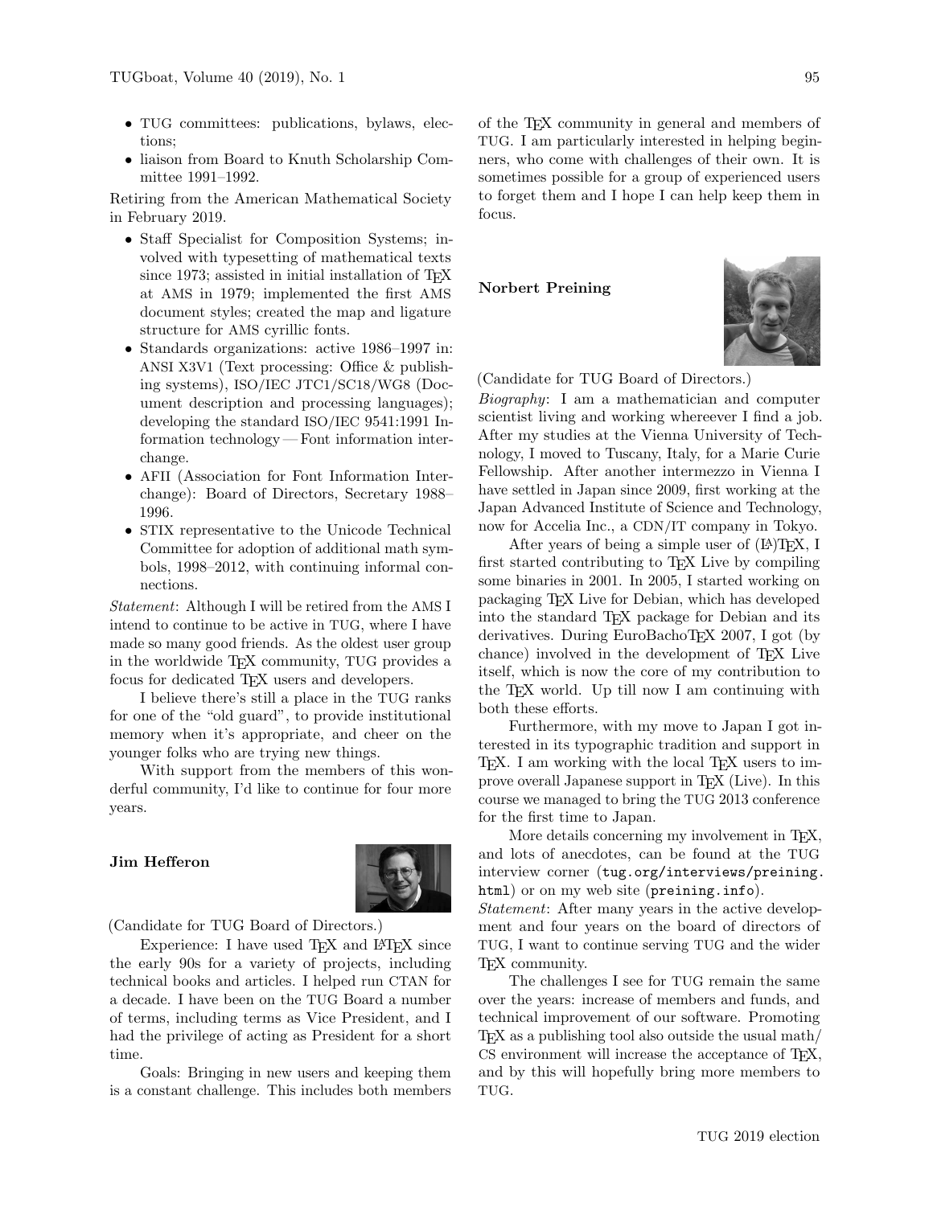- TUG committees: publications, bylaws, elections;
- liaison from Board to Knuth Scholarship Committee 1991–1992.

Retiring from the American Mathematical Society in February 2019.

- Staff Specialist for Composition Systems; involved with typesetting of mathematical texts since 1973; assisted in initial installation of TEX at AMS in 1979; implemented the first AMS document styles; created the map and ligature structure for AMS cyrillic fonts.
- Standards organizations: active 1986–1997 in: ANSI X3V1 (Text processing: Office & publishing systems), ISO/IEC JTC1/SC18/WG8 (Document description and processing languages); developing the standard ISO/IEC 9541:1991 Information technology — Font information interchange.
- AFII (Association for Font Information Interchange): Board of Directors, Secretary 1988–1996.
- STIX representative to the Unicode Technical Committee for adoption of additional math symbols, 1998–2012, with continuing informal connections.

*Statement*: Although I will be retired from the AMS I intend to continue to be active in TUG, where I have made so many good friends. As the oldest user group in the worldwide TEX community, TUG provides a focus for dedicated TEX users and developers.

I believe there's still a place in the TUG ranks for one of the "old guard", to provide institutional memory when it's appropriate, and cheer on the younger folks who are trying new things.

With support from the members of this wonderful community, I'd like to continue for four more years.

**Jim Hefferon**

(Candidate for TUG Board of Directors.)

Experience: I have used TEX and LATEX since the early 90s for a variety of projects, including technical books and articles. I helped run CTAN for a decade. I have been on the TUG Board a number of terms, including terms as Vice President, and I had the privilege of acting as President for a short time.

Goals: Bringing in new users and keeping them is a constant challenge. This includes both members of the TEX community in general and members of TUG. I am particularly interested in helping beginners, who come with challenges of their own. It is sometimes possible for a group of experienced users to forget them and I hope I can help keep them in focus.

**Norbert Preining**

(Candidate for TUG Board of Directors.)

*Biography*: I am a mathematician and computer scientist living and working whereever I find a job. After my studies at the Vienna University of Technology, I moved to Tuscany, Italy, for a Marie Curie Fellowship. After another intermezzo in Vienna I have settled in Japan since 2009, first working at the Japan Advanced Institute of Science and Technology, now for Accelia Inc., a CDN/IT company in Tokyo.

After years of being a simple user of (LA)TEX, I first started contributing to TEX Live by compiling some binaries in 2001. In 2005, I started working on packaging TEX Live for Debian, which has developed into the standard TEX package for Debian and its derivatives. During EuroBachoTEX 2007, I got (by chance) involved in the development of TEX Live itself, which is now the core of my contribution to the TEX world. Up till now I am continuing with both these efforts.

Furthermore, with my move to Japan I got interested in its typographic tradition and support in TEX. I am working with the local TEX users to improve overall Japanese support in TEX (Live). In this course we managed to bring the TUG 2013 conference for the first time to Japan.

More details concerning my involvement in TEX, and lots of anecdotes, can be found at the TUG interview corner (`tug.org/interviews/preining.html`) or on my web site (`preining.info`).

*Statement*: After many years in the active development and four years on the board of directors of TUG, I want to continue serving TUG and the wider TEX community.

The challenges I see for TUG remain the same over the years: increase of members and funds, and technical improvement of our software. Promoting TEX as a publishing tool also outside the usual math/CS environment will increase the acceptance of TEX, and by this will hopefully bring more members to TUG.